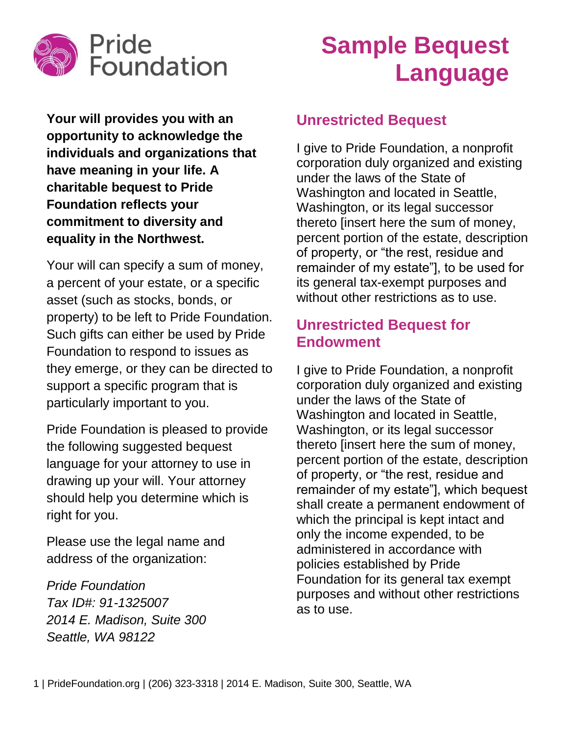Pride Foundation

# Sample Bequest Language

**Your will provides you with an opportunity to acknowledge the individuals and organizations that have meaning in your life. A charitable bequest to Pride Foundation reflects your commitment to diversity and equality in the Northwest.**

Your will can specify a sum of money, a percent of your estate, or a specific asset (such as stocks, bonds, or property) to be left to Pride Foundation. Such gifts can either be used by Pride Foundation to respond to issues as they emerge, or they can be directed to support a specific program that is particularly important to you.

Pride Foundation is pleased to provide the following suggested bequest language for your attorney to use in drawing up your will. Your attorney should help you determine which is right for you.

Please use the legal name and address of the organization:

*Pride Foundation*
*Tax ID#: 91-1325007*
*2014 E. Madison, Suite 300*
*Seattle, WA 98122*

## Unrestricted Bequest

I give to Pride Foundation, a nonprofit corporation duly organized and existing under the laws of the State of Washington and located in Seattle, Washington, or its legal successor thereto [insert here the sum of money, percent portion of the estate, description of property, or "the rest, residue and remainder of my estate"], to be used for its general tax-exempt purposes and without other restrictions as to use.

## Unrestricted Bequest for Endowment

I give to Pride Foundation, a nonprofit corporation duly organized and existing under the laws of the State of Washington and located in Seattle, Washington, or its legal successor thereto [insert here the sum of money, percent portion of the estate, description of property, or "the rest, residue and remainder of my estate"], which bequest shall create a permanent endowment of which the principal is kept intact and only the income expended, to be administered in accordance with policies established by Pride Foundation for its general tax exempt purposes and without other restrictions as to use.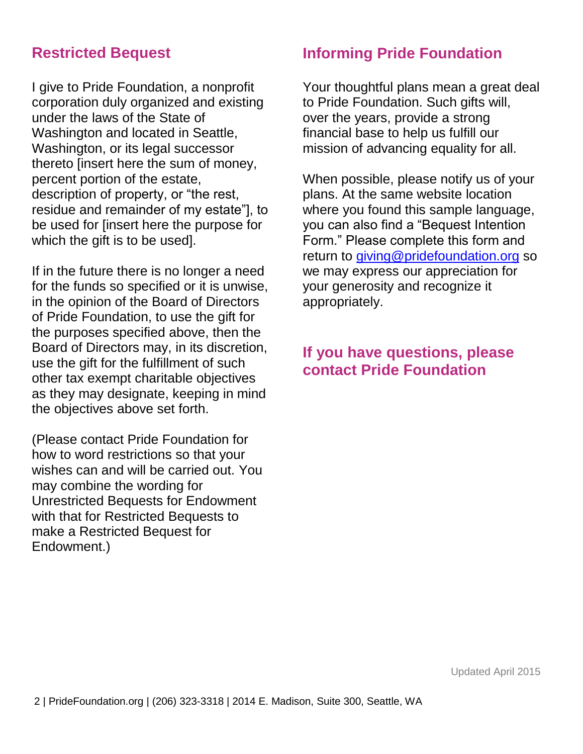## Restricted Bequest

I give to Pride Foundation, a nonprofit corporation duly organized and existing under the laws of the State of Washington and located in Seattle, Washington, or its legal successor thereto [insert here the sum of money, percent portion of the estate, description of property, or "the rest, residue and remainder of my estate"], to be used for [insert here the purpose for which the gift is to be used].

If in the future there is no longer a need for the funds so specified or it is unwise, in the opinion of the Board of Directors of Pride Foundation, to use the gift for the purposes specified above, then the Board of Directors may, in its discretion, use the gift for the fulfillment of such other tax exempt charitable objectives as they may designate, keeping in mind the objectives above set forth.

(Please contact Pride Foundation for how to word restrictions so that your wishes can and will be carried out. You may combine the wording for Unrestricted Bequests for Endowment with that for Restricted Bequests to make a Restricted Bequest for Endowment.)

## Informing Pride Foundation

Your thoughtful plans mean a great deal to Pride Foundation. Such gifts will, over the years, provide a strong financial base to help us fulfill our mission of advancing equality for all.

When possible, please notify us of your plans. At the same website location where you found this sample language, you can also find a "Bequest Intention Form." Please complete this form and return to giving@pridefoundation.org so we may express our appreciation for your generosity and recognize it appropriately.

## If you have questions, please contact Pride Foundation

Updated April 2015

PrideFoundation.org | (206) 323-3318 | 2014 E. Madison, Suite 300, Seattle, WA